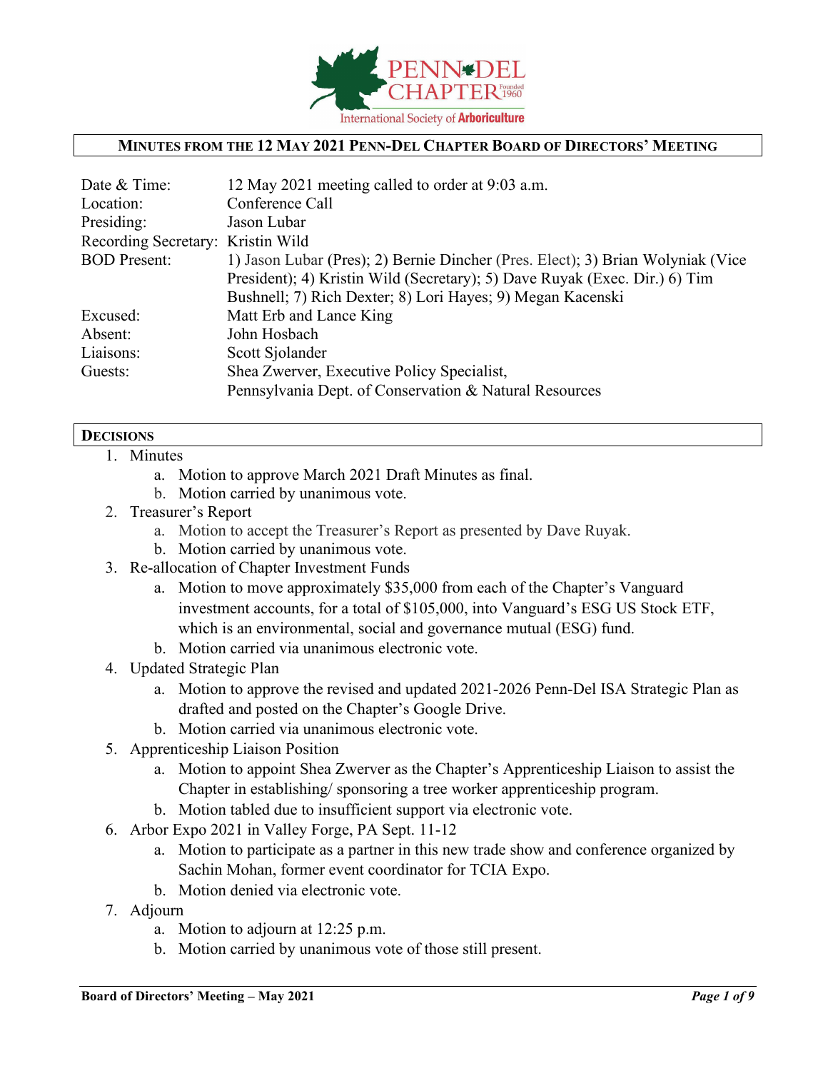PENN-DEL CHAPTER Founded 1960

International Society of Arboriculture

# MINUTES FROM THE 12 MAY 2021 PENN-DEL CHAPTER BOARD OF DIRECTORS' MEETING

| | |
|---|---|
| Date & Time: | 12 May 2021 meeting called to order at 9:03 a.m. |
| Location: | Conference Call |
| Presiding: | Jason Lubar |
| Recording Secretary: | Kristin Wild |
| BOD Present: | 1) Jason Lubar (Pres); 2) Bernie Dincher (Pres. Elect); 3) Brian Wolyniak (Vice President); 4) Kristin Wild (Secretary); 5) Dave Ruyak (Exec. Dir.) 6) Tim Bushnell; 7) Rich Dexter; 8) Lori Hayes; 9) Megan Kacenski |
| Excused: | Matt Erb and Lance King |
| Absent: | John Hosbach |
| Liaisons: | Scott Sjolander |
| Guests: | Shea Zwerver, Executive Policy Specialist, Pennsylvania Dept. of Conservation & Natural Resources |

## DECISIONS

1. Minutes
   a. Motion to approve March 2021 Draft Minutes as final.
   b. Motion carried by unanimous vote.
2. Treasurer's Report
   a. Motion to accept the Treasurer's Report as presented by Dave Ruyak.
   b. Motion carried by unanimous vote.
3. Re-allocation of Chapter Investment Funds
   a. Motion to move approximately $35,000 from each of the Chapter's Vanguard investment accounts, for a total of $105,000, into Vanguard's ESG US Stock ETF, which is an environmental, social and governance mutual (ESG) fund.
   b. Motion carried via unanimous electronic vote.
4. Updated Strategic Plan
   a. Motion to approve the revised and updated 2021-2026 Penn-Del ISA Strategic Plan as drafted and posted on the Chapter's Google Drive.
   b. Motion carried via unanimous electronic vote.
5. Apprenticeship Liaison Position
   a. Motion to appoint Shea Zwerver as the Chapter's Apprenticeship Liaison to assist the Chapter in establishing/ sponsoring a tree worker apprenticeship program.
   b. Motion tabled due to insufficient support via electronic vote.
6. Arbor Expo 2021 in Valley Forge, PA Sept. 11-12
   a. Motion to participate as a partner in this new trade show and conference organized by Sachin Mohan, former event coordinator for TCIA Expo.
   b. Motion denied via electronic vote.
7. Adjourn
   a. Motion to adjourn at 12:25 p.m.
   b. Motion carried by unanimous vote of those still present.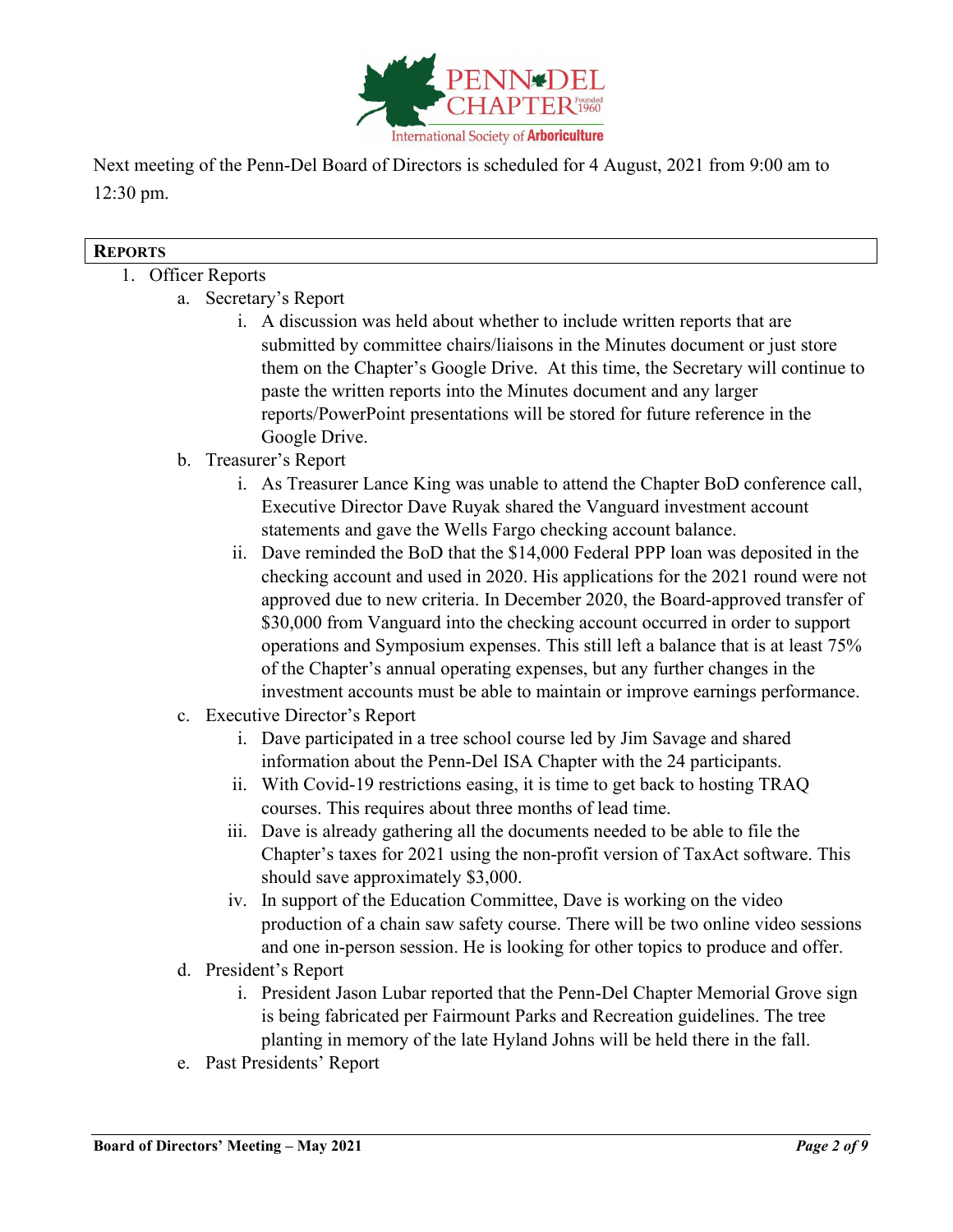Next meeting of the Penn-Del Board of Directors is scheduled for 4 August, 2021 from 9:00 am to 12:30 pm.

## REPORTS

1. Officer Reports
   a. Secretary's Report
      i. A discussion was held about whether to include written reports that are submitted by committee chairs/liaisons in the Minutes document or just store them on the Chapter's Google Drive. At this time, the Secretary will continue to paste the written reports into the Minutes document and any larger reports/PowerPoint presentations will be stored for future reference in the Google Drive.

   b. Treasurer's Report
      i. As Treasurer Lance King was unable to attend the Chapter BoD conference call, Executive Director Dave Ruyak shared the Vanguard investment account statements and gave the Wells Fargo checking account balance.
      ii. Dave reminded the BoD that the $14,000 Federal PPP loan was deposited in the checking account and used in 2020. His applications for the 2021 round were not approved due to new criteria. In December 2020, the Board-approved transfer of $30,000 from Vanguard into the checking account occurred in order to support operations and Symposium expenses. This still left a balance that is at least 75% of the Chapter's annual operating expenses, but any further changes in the investment accounts must be able to maintain or improve earnings performance.

   c. Executive Director's Report
      i. Dave participated in a tree school course led by Jim Savage and shared information about the Penn-Del ISA Chapter with the 24 participants.
      ii. With Covid-19 restrictions easing, it is time to get back to hosting TRAQ courses. This requires about three months of lead time.
      iii. Dave is already gathering all the documents needed to be able to file the Chapter's taxes for 2021 using the non-profit version of TaxAct software. This should save approximately $3,000.
      iv. In support of the Education Committee, Dave is working on the video production of a chain saw safety course. There will be two online video sessions and one in-person session. He is looking for other topics to produce and offer.

   d. President's Report
      i. President Jason Lubar reported that the Penn-Del Chapter Memorial Grove sign is being fabricated per Fairmount Parks and Recreation guidelines. The tree planting in memory of the late Hyland Johns will be held there in the fall.

   e. Past Presidents' Report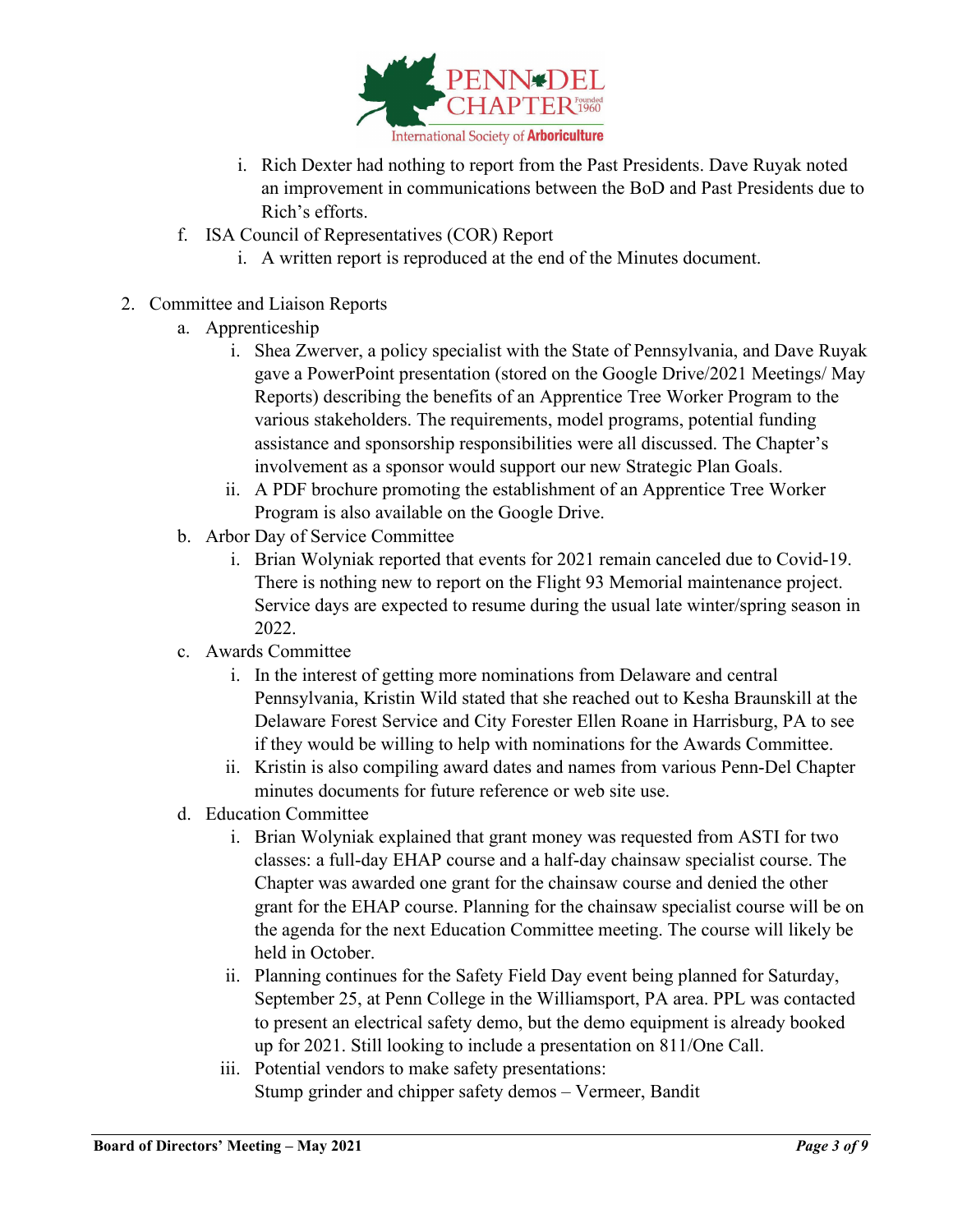i. Rich Dexter had nothing to report from the Past Presidents. Dave Ruyak noted an improvement in communications between the BoD and Past Presidents due to Rich's efforts.

f. ISA Council of Representatives (COR) Report
   i. A written report is reproduced at the end of the Minutes document.

2. Committee and Liaison Reports
   a. Apprenticeship
      i. Shea Zwerver, a policy specialist with the State of Pennsylvania, and Dave Ruyak gave a PowerPoint presentation (stored on the Google Drive/2021 Meetings/ May Reports) describing the benefits of an Apprentice Tree Worker Program to the various stakeholders. The requirements, model programs, potential funding assistance and sponsorship responsibilities were all discussed. The Chapter's involvement as a sponsor would support our new Strategic Plan Goals.
      ii. A PDF brochure promoting the establishment of an Apprentice Tree Worker Program is also available on the Google Drive.
   b. Arbor Day of Service Committee
      i. Brian Wolyniak reported that events for 2021 remain canceled due to Covid-19. There is nothing new to report on the Flight 93 Memorial maintenance project. Service days are expected to resume during the usual late winter/spring season in 2022.
   c. Awards Committee
      i. In the interest of getting more nominations from Delaware and central Pennsylvania, Kristin Wild stated that she reached out to Kesha Braunskill at the Delaware Forest Service and City Forester Ellen Roane in Harrisburg, PA to see if they would be willing to help with nominations for the Awards Committee.
      ii. Kristin is also compiling award dates and names from various Penn-Del Chapter minutes documents for future reference or web site use.
   d. Education Committee
      i. Brian Wolyniak explained that grant money was requested from ASTI for two classes: a full-day EHAP course and a half-day chainsaw specialist course. The Chapter was awarded one grant for the chainsaw course and denied the other grant for the EHAP course. Planning for the chainsaw specialist course will be on the agenda for the next Education Committee meeting. The course will likely be held in October.
      ii. Planning continues for the Safety Field Day event being planned for Saturday, September 25, at Penn College in the Williamsport, PA area. PPL was contacted to present an electrical safety demo, but the demo equipment is already booked up for 2021. Still looking to include a presentation on 811/One Call.
      iii. Potential vendors to make safety presentations:
      Stump grinder and chipper safety demos – Vermeer, Bandit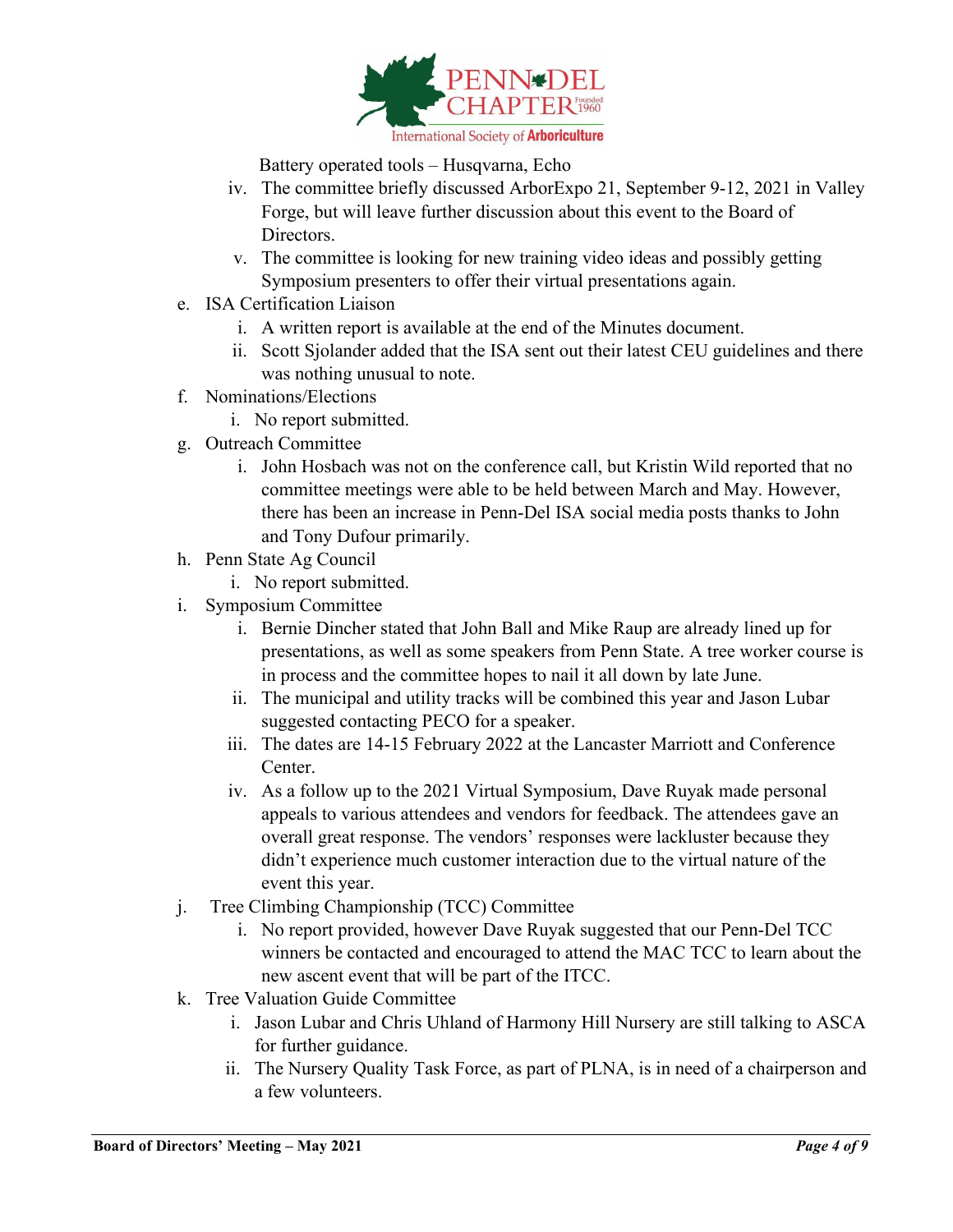Battery operated tools – Husqvarna, Echo

   iv. The committee briefly discussed ArborExpo 21, September 9-12, 2021 in Valley Forge, but will leave further discussion about this event to the Board of Directors.
   v. The committee is looking for new training video ideas and possibly getting Symposium presenters to offer their virtual presentations again.

e. ISA Certification Liaison
   i. A written report is available at the end of the Minutes document.
   ii. Scott Sjolander added that the ISA sent out their latest CEU guidelines and there was nothing unusual to note.

f. Nominations/Elections
   i. No report submitted.

g. Outreach Committee
   i. John Hosbach was not on the conference call, but Kristin Wild reported that no committee meetings were able to be held between March and May. However, there has been an increase in Penn-Del ISA social media posts thanks to John and Tony Dufour primarily.

h. Penn State Ag Council
   i. No report submitted.

i. Symposium Committee
   i. Bernie Dincher stated that John Ball and Mike Raup are already lined up for presentations, as well as some speakers from Penn State. A tree worker course is in process and the committee hopes to nail it all down by late June.
   ii. The municipal and utility tracks will be combined this year and Jason Lubar suggested contacting PECO for a speaker.
   iii. The dates are 14-15 February 2022 at the Lancaster Marriott and Conference Center.
   iv. As a follow up to the 2021 Virtual Symposium, Dave Ruyak made personal appeals to various attendees and vendors for feedback. The attendees gave an overall great response. The vendors' responses were lackluster because they didn't experience much customer interaction due to the virtual nature of the event this year.

j. Tree Climbing Championship (TCC) Committee
   i. No report provided, however Dave Ruyak suggested that our Penn-Del TCC winners be contacted and encouraged to attend the MAC TCC to learn about the new ascent event that will be part of the ITCC.

k. Tree Valuation Guide Committee
   i. Jason Lubar and Chris Uhland of Harmony Hill Nursery are still talking to ASCA for further guidance.
   ii. The Nursery Quality Task Force, as part of PLNA, is in need of a chairperson and a few volunteers.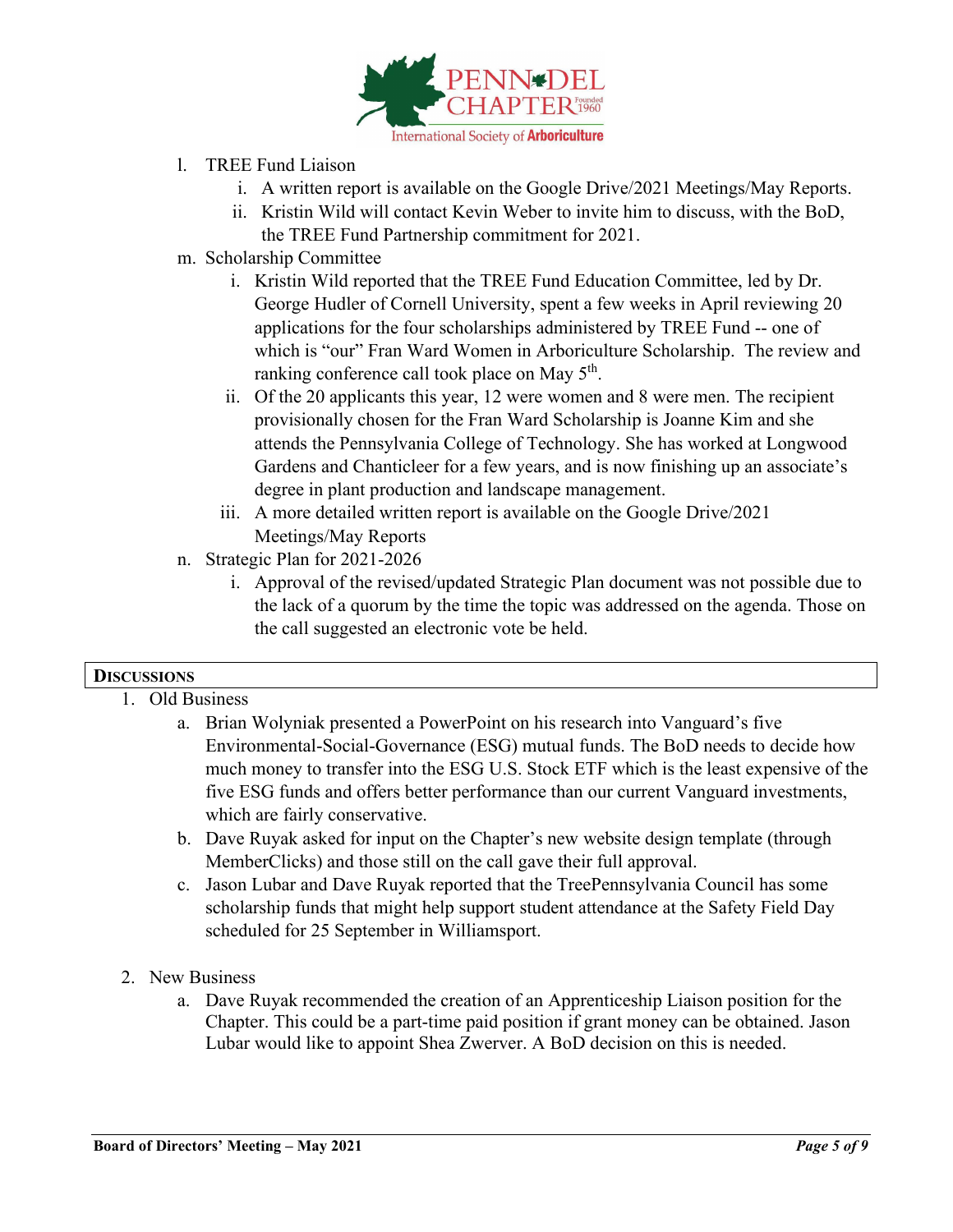l. TREE Fund Liaison
   i. A written report is available on the Google Drive/2021 Meetings/May Reports.
   ii. Kristin Wild will contact Kevin Weber to invite him to discuss, with the BoD, the TREE Fund Partnership commitment for 2021.

m. Scholarship Committee
   i. Kristin Wild reported that the TREE Fund Education Committee, led by Dr. George Hudler of Cornell University, spent a few weeks in April reviewing 20 applications for the four scholarships administered by TREE Fund -- one of which is "our" Fran Ward Women in Arboriculture Scholarship. The review and ranking conference call took place on May 5th.
   ii. Of the 20 applicants this year, 12 were women and 8 were men. The recipient provisionally chosen for the Fran Ward Scholarship is Joanne Kim and she attends the Pennsylvania College of Technology. She has worked at Longwood Gardens and Chanticleer for a few years, and is now finishing up an associate's degree in plant production and landscape management.
   iii. A more detailed written report is available on the Google Drive/2021 Meetings/May Reports

n. Strategic Plan for 2021-2026
   i. Approval of the revised/updated Strategic Plan document was not possible due to the lack of a quorum by the time the topic was addressed on the agenda. Those on the call suggested an electronic vote be held.

## DISCUSSIONS

1. Old Business
   a. Brian Wolyniak presented a PowerPoint on his research into Vanguard's five Environmental-Social-Governance (ESG) mutual funds. The BoD needs to decide how much money to transfer into the ESG U.S. Stock ETF which is the least expensive of the five ESG funds and offers better performance than our current Vanguard investments, which are fairly conservative.
   b. Dave Ruyak asked for input on the Chapter's new website design template (through MemberClicks) and those still on the call gave their full approval.
   c. Jason Lubar and Dave Ruyak reported that the TreePennsylvania Council has some scholarship funds that might help support student attendance at the Safety Field Day scheduled for 25 September in Williamsport.

2. New Business
   a. Dave Ruyak recommended the creation of an Apprenticeship Liaison position for the Chapter. This could be a part-time paid position if grant money can be obtained. Jason Lubar would like to appoint Shea Zwerver. A BoD decision on this is needed.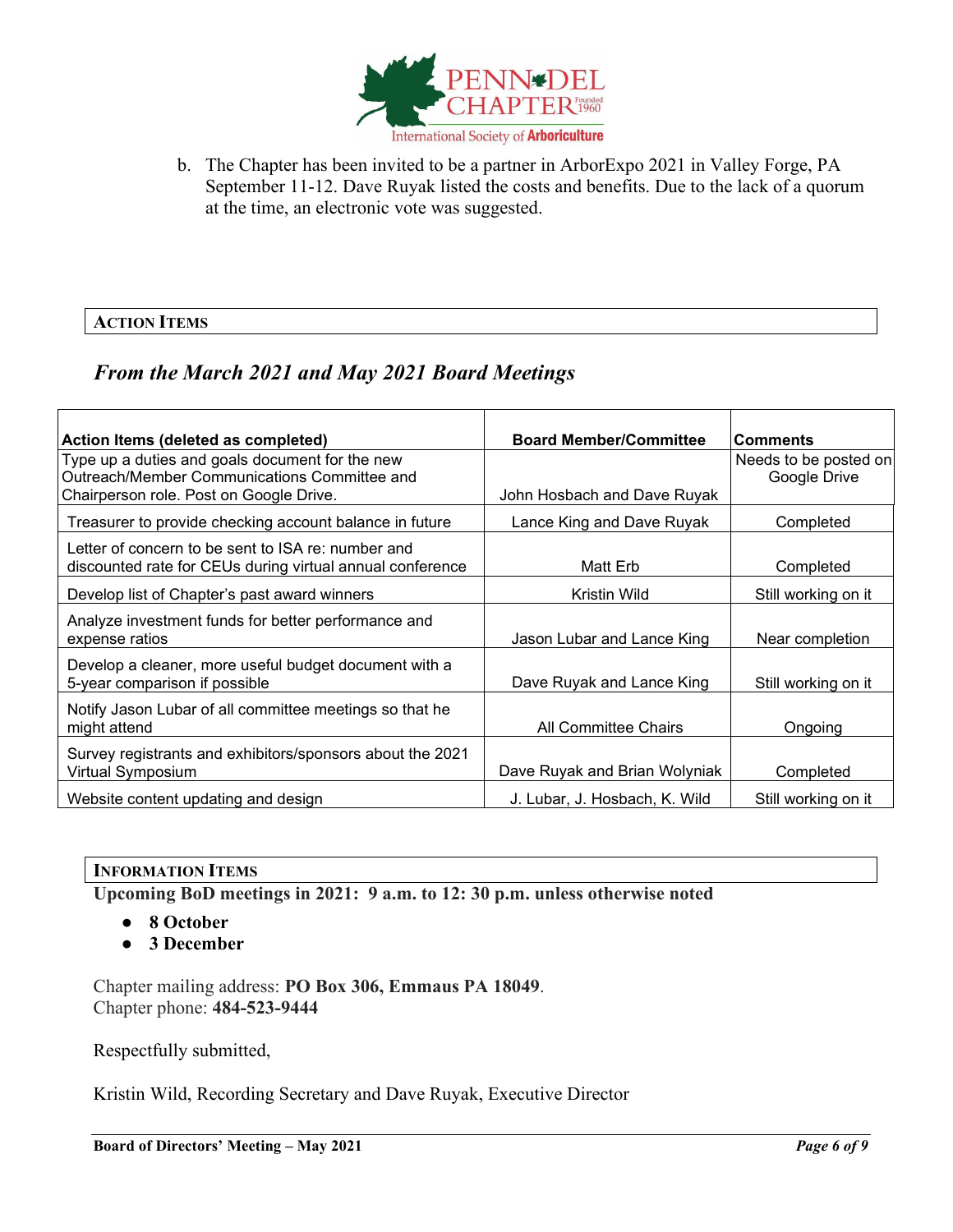b. The Chapter has been invited to be a partner in ArborExpo 2021 in Valley Forge, PA September 11-12. Dave Ruyak listed the costs and benefits. Due to the lack of a quorum at the time, an electronic vote was suggested.

## ACTION ITEMS

### *From the March 2021 and May 2021 Board Meetings*

| Action Items (deleted as completed) | Board Member/Committee | Comments |
|---|---|---|
| Type up a duties and goals document for the new Outreach/Member Communications Committee and Chairperson role. Post on Google Drive. | John Hosbach and Dave Ruyak | Needs to be posted on Google Drive |
| Treasurer to provide checking account balance in future | Lance King and Dave Ruyak | Completed |
| Letter of concern to be sent to ISA re: number and discounted rate for CEUs during virtual annual conference | Matt Erb | Completed |
| Develop list of Chapter's past award winners | Kristin Wild | Still working on it |
| Analyze investment funds for better performance and expense ratios | Jason Lubar and Lance King | Near completion |
| Develop a cleaner, more useful budget document with a 5-year comparison if possible | Dave Ruyak and Lance King | Still working on it |
| Notify Jason Lubar of all committee meetings so that he might attend | All Committee Chairs | Ongoing |
| Survey registrants and exhibitors/sponsors about the 2021 Virtual Symposium | Dave Ruyak and Brian Wolyniak | Completed |
| Website content updating and design | J. Lubar, J. Hosbach, K. Wild | Still working on it |

## INFORMATION ITEMS

**Upcoming BoD meetings in 2021: 9 a.m. to 12: 30 p.m. unless otherwise noted**

- **8 October**
- **3 December**

Chapter mailing address: **PO Box 306, Emmaus PA 18049**.
Chapter phone: **484-523-9444**

Respectfully submitted,

Kristin Wild, Recording Secretary and Dave Ruyak, Executive Director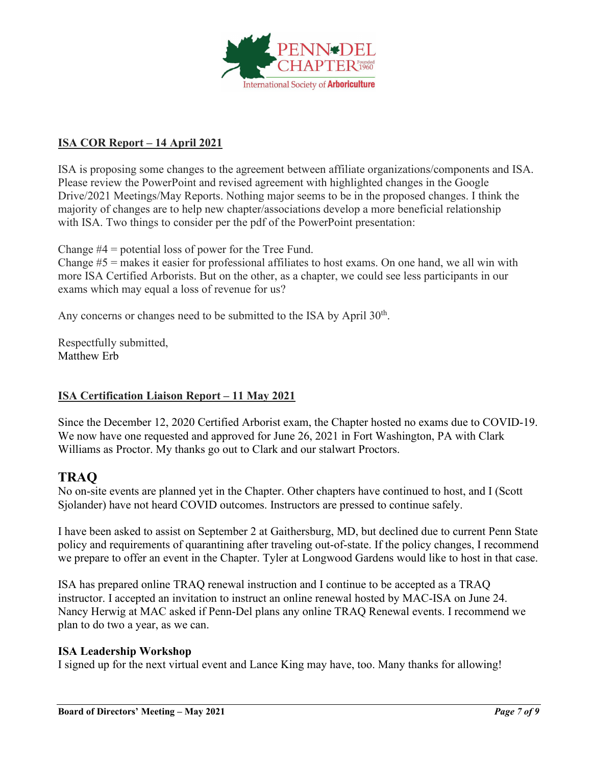## ISA COR Report – 14 April 2021

ISA is proposing some changes to the agreement between affiliate organizations/components and ISA. Please review the PowerPoint and revised agreement with highlighted changes in the Google Drive/2021 Meetings/May Reports. Nothing major seems to be in the proposed changes. I think the majority of changes are to help new chapter/associations develop a more beneficial relationship with ISA. Two things to consider per the pdf of the PowerPoint presentation:

Change #4 = potential loss of power for the Tree Fund.
Change #5 = makes it easier for professional affiliates to host exams. On one hand, we all win with more ISA Certified Arborists. But on the other, as a chapter, we could see less participants in our exams which may equal a loss of revenue for us?

Any concerns or changes need to be submitted to the ISA by April 30th.

Respectfully submitted,
Matthew Erb

## ISA Certification Liaison Report – 11 May 2021

Since the December 12, 2020 Certified Arborist exam, the Chapter hosted no exams due to COVID-19. We now have one requested and approved for June 26, 2021 in Fort Washington, PA with Clark Williams as Proctor. My thanks go out to Clark and our stalwart Proctors.

## TRAQ

No on-site events are planned yet in the Chapter. Other chapters have continued to host, and I (Scott Sjolander) have not heard COVID outcomes. Instructors are pressed to continue safely.

I have been asked to assist on September 2 at Gaithersburg, MD, but declined due to current Penn State policy and requirements of quarantining after traveling out-of-state. If the policy changes, I recommend we prepare to offer an event in the Chapter. Tyler at Longwood Gardens would like to host in that case.

ISA has prepared online TRAQ renewal instruction and I continue to be accepted as a TRAQ instructor. I accepted an invitation to instruct an online renewal hosted by MAC-ISA on June 24. Nancy Herwig at MAC asked if Penn-Del plans any online TRAQ Renewal events. I recommend we plan to do two a year, as we can.

### ISA Leadership Workshop

I signed up for the next virtual event and Lance King may have, too. Many thanks for allowing!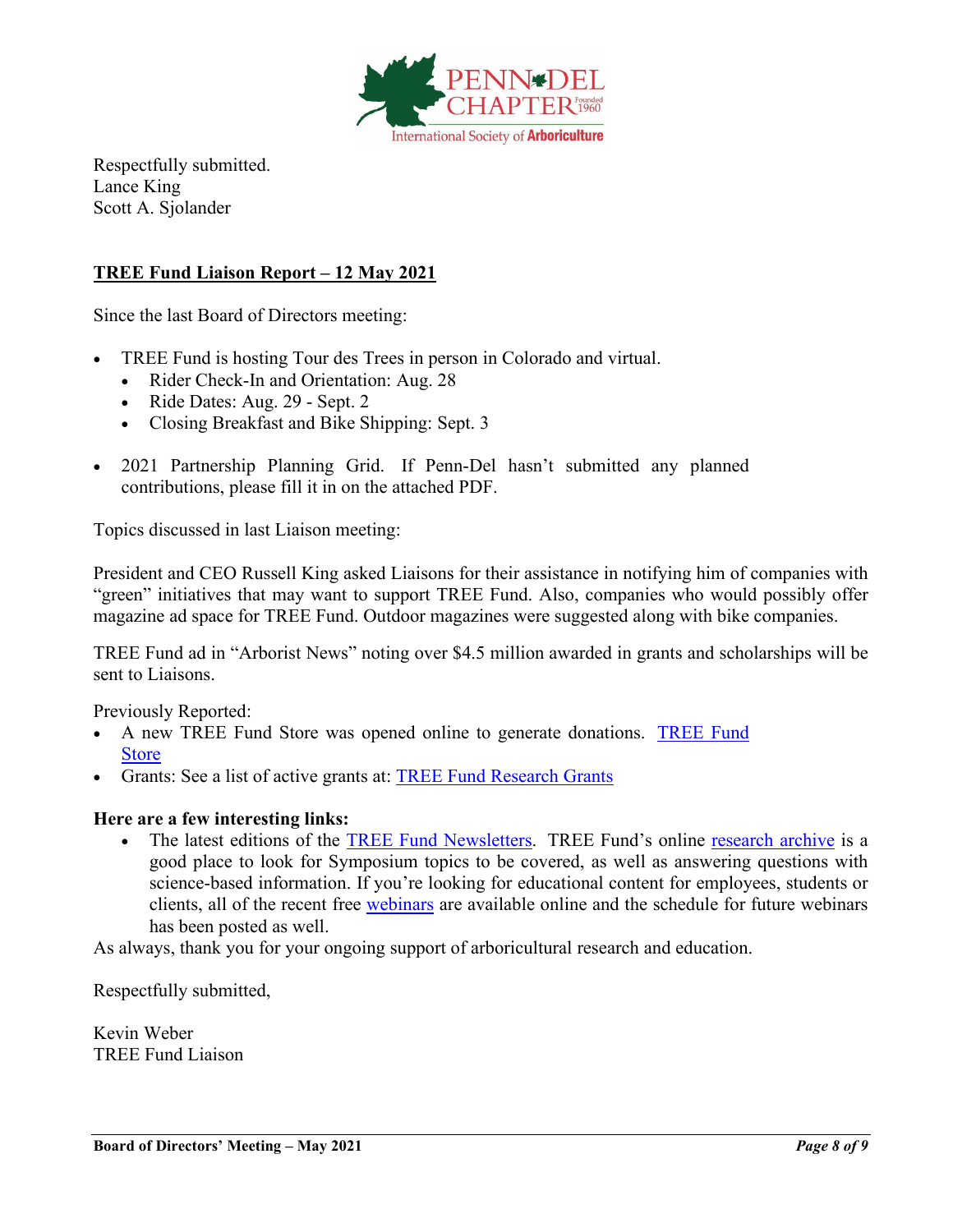Respectfully submitted.
Lance King
Scott A. Sjolander

## TREE Fund Liaison Report – 12 May 2021

Since the last Board of Directors meeting:

- TREE Fund is hosting Tour des Trees in person in Colorado and virtual.
  - Rider Check-In and Orientation: Aug. 28
  - Ride Dates: Aug. 29 - Sept. 2
  - Closing Breakfast and Bike Shipping: Sept. 3

- 2021 Partnership Planning Grid. If Penn-Del hasn't submitted any planned contributions, please fill it in on the attached PDF.

Topics discussed in last Liaison meeting:

President and CEO Russell King asked Liaisons for their assistance in notifying him of companies with "green" initiatives that may want to support TREE Fund. Also, companies who would possibly offer magazine ad space for TREE Fund. Outdoor magazines were suggested along with bike companies.

TREE Fund ad in "Arborist News" noting over $4.5 million awarded in grants and scholarships will be sent to Liaisons.

Previously Reported:
- A new TREE Fund Store was opened online to generate donations. TREE Fund Store
- Grants: See a list of active grants at: TREE Fund Research Grants

**Here are a few interesting links:**
- The latest editions of the TREE Fund Newsletters. TREE Fund's online research archive is a good place to look for Symposium topics to be covered, as well as answering questions with science-based information. If you're looking for educational content for employees, students or clients, all of the recent free webinars are available online and the schedule for future webinars has been posted as well.

As always, thank you for your ongoing support of arboricultural research and education.

Respectfully submitted,

Kevin Weber
TREE Fund Liaison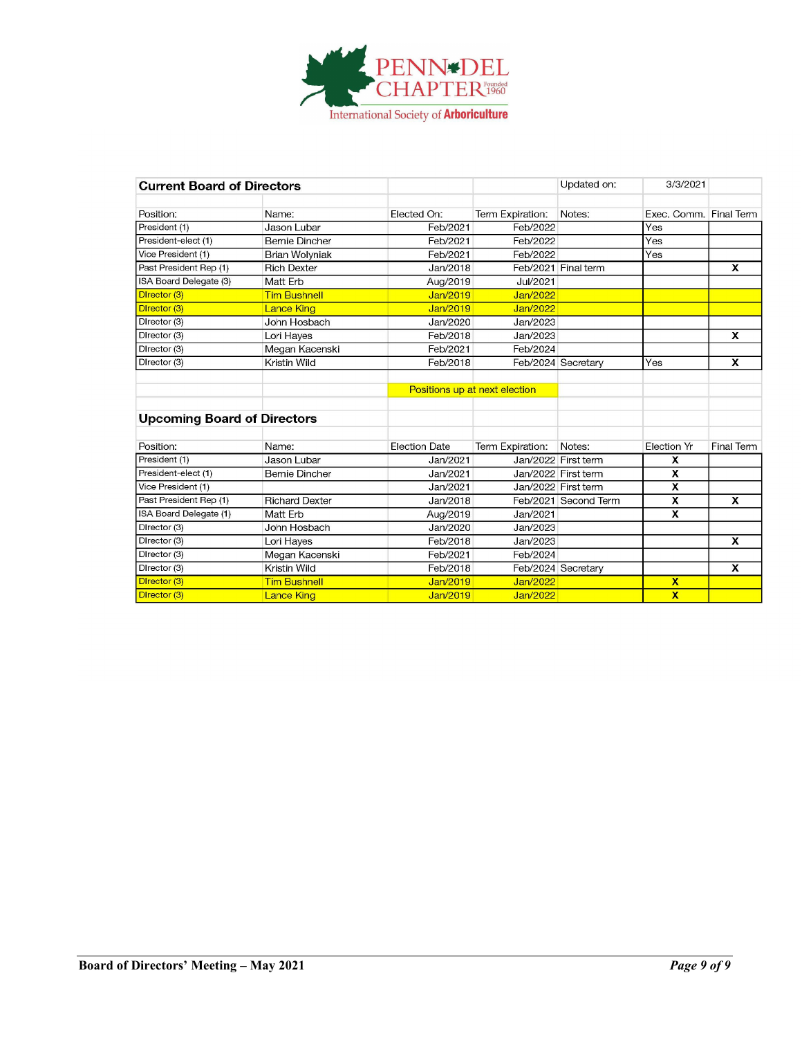PENN-DEL CHAPTER Founded 1960

International Society of Arboriculture

## Current Board of Directors

Updated on: 3/3/2021

| Position: | Name: | Elected On: | Term Expiration: | Notes: | Exec. Comm. | Final Term |
|---|---|---|---|---|---|---|
| President (1) | Jason Lubar | Feb/2021 | Feb/2022 | | Yes | |
| President-elect (1) | Bernie Dincher | Feb/2021 | Feb/2022 | | Yes | |
| Vice President (1) | Brian Wolyniak | Feb/2021 | Feb/2022 | | Yes | |
| Past President Rep (1) | Rich Dexter | Jan/2018 | Feb/2021 | Final term | | X |
| ISA Board Delegate (3) | Matt Erb | Aug/2019 | Jul/2021 | | | |
| Director (3) | Tim Bushnell | Jan/2019 | Jan/2022 | | | |
| Director (3) | Lance King | Jan/2019 | Jan/2022 | | | |
| Director (3) | John Hosbach | Jan/2020 | Jan/2023 | | | |
| Director (3) | Lori Hayes | Feb/2018 | Jan/2023 | | | X |
| Director (3) | Megan Kacenski | Feb/2021 | Feb/2024 | | | |
| Director (3) | Kristin Wild | Feb/2018 | Feb/2024 | Secretary | Yes | X |

Positions up at next election

## Upcoming Board of Directors

| Position: | Name: | Election Date | Term Expiration: | Notes: | Election Yr | Final Term |
|---|---|---|---|---|---|---|
| President (1) | Jason Lubar | Jan/2021 | Jan/2022 | First term | X | |
| President-elect (1) | Bernie Dincher | Jan/2021 | Jan/2022 | First term | X | |
| Vice President (1) | | Jan/2021 | Jan/2022 | First term | X | |
| Past President Rep (1) | Richard Dexter | Jan/2018 | Feb/2021 | Second Term | X | X |
| ISA Board Delegate (1) | Matt Erb | Aug/2019 | Jan/2021 | | X | |
| Director (3) | John Hosbach | Jan/2020 | Jan/2023 | | | |
| Director (3) | Lori Hayes | Feb/2018 | Jan/2023 | | | X |
| Director (3) | Megan Kacenski | Feb/2021 | Feb/2024 | | | |
| Director (3) | Kristin Wild | Feb/2018 | Feb/2024 | Secretary | | X |
| Director (3) | Tim Bushnell | Jan/2019 | Jan/2022 | | X | |
| Director (3) | Lance King | Jan/2019 | Jan/2022 | | X | |